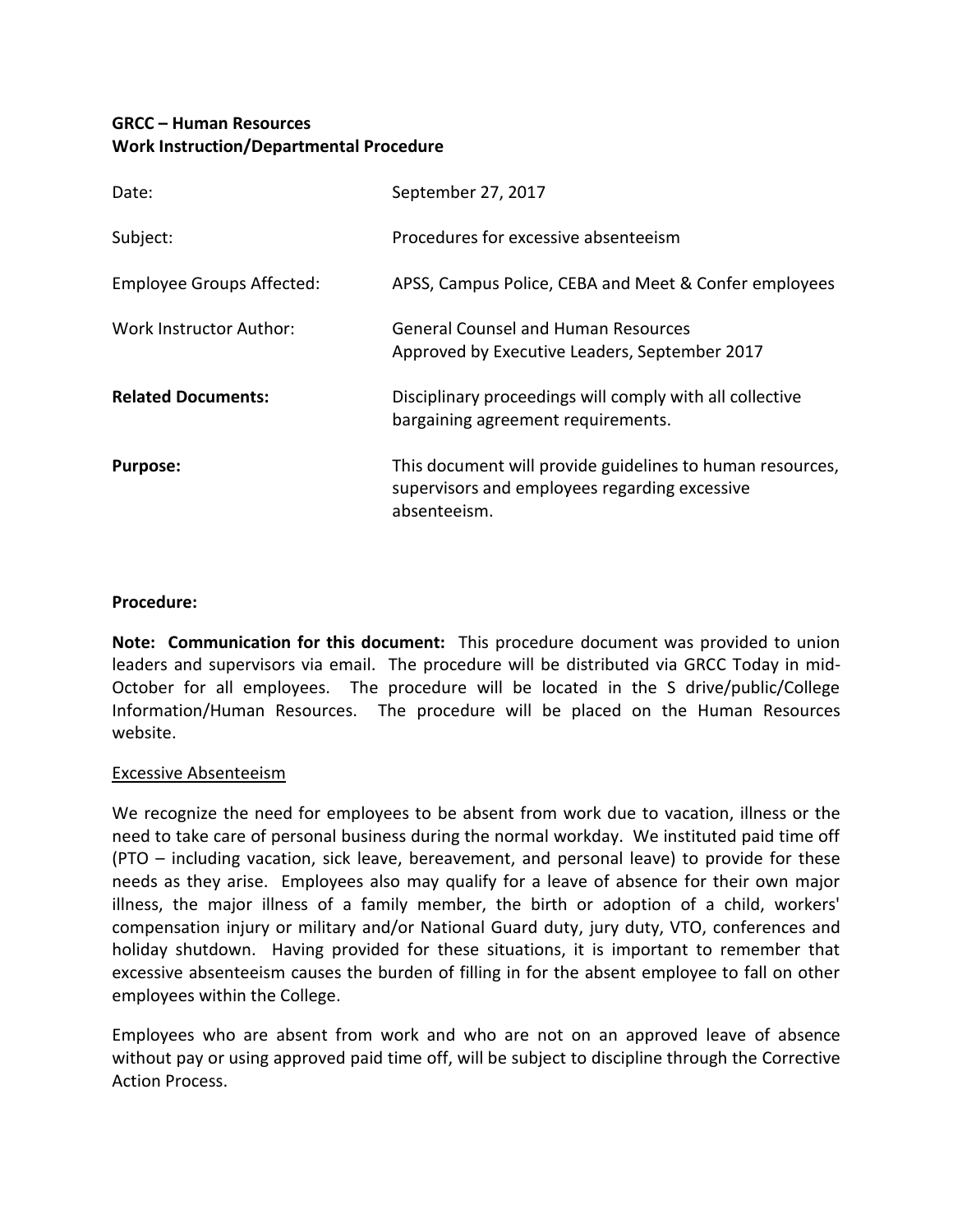**GRCC – Human Resources**
**Work Instruction/Departmental Procedure**

| | |
|---|---|
| Date: | September 27, 2017 |
| Subject: | Procedures for excessive absenteeism |
| Employee Groups Affected: | APSS, Campus Police, CEBA and Meet & Confer employees |
| Work Instructor Author: | General Counsel and Human Resources<br>Approved by Executive Leaders, September 2017 |
| **Related Documents:** | Disciplinary proceedings will comply with all collective bargaining agreement requirements. |
| **Purpose:** | This document will provide guidelines to human resources, supervisors and employees regarding excessive absenteeism. |

**Procedure:**

**Note: Communication for this document:** This procedure document was provided to union leaders and supervisors via email. The procedure will be distributed via GRCC Today in mid-October for all employees. The procedure will be located in the S drive/public/College Information/Human Resources. The procedure will be placed on the Human Resources website.

<u>Excessive Absenteeism</u>

We recognize the need for employees to be absent from work due to vacation, illness or the need to take care of personal business during the normal workday. We instituted paid time off (PTO – including vacation, sick leave, bereavement, and personal leave) to provide for these needs as they arise. Employees also may qualify for a leave of absence for their own major illness, the major illness of a family member, the birth or adoption of a child, workers' compensation injury or military and/or National Guard duty, jury duty, VTO, conferences and holiday shutdown. Having provided for these situations, it is important to remember that excessive absenteeism causes the burden of filling in for the absent employee to fall on other employees within the College.

Employees who are absent from work and who are not on an approved leave of absence without pay or using approved paid time off, will be subject to discipline through the Corrective Action Process.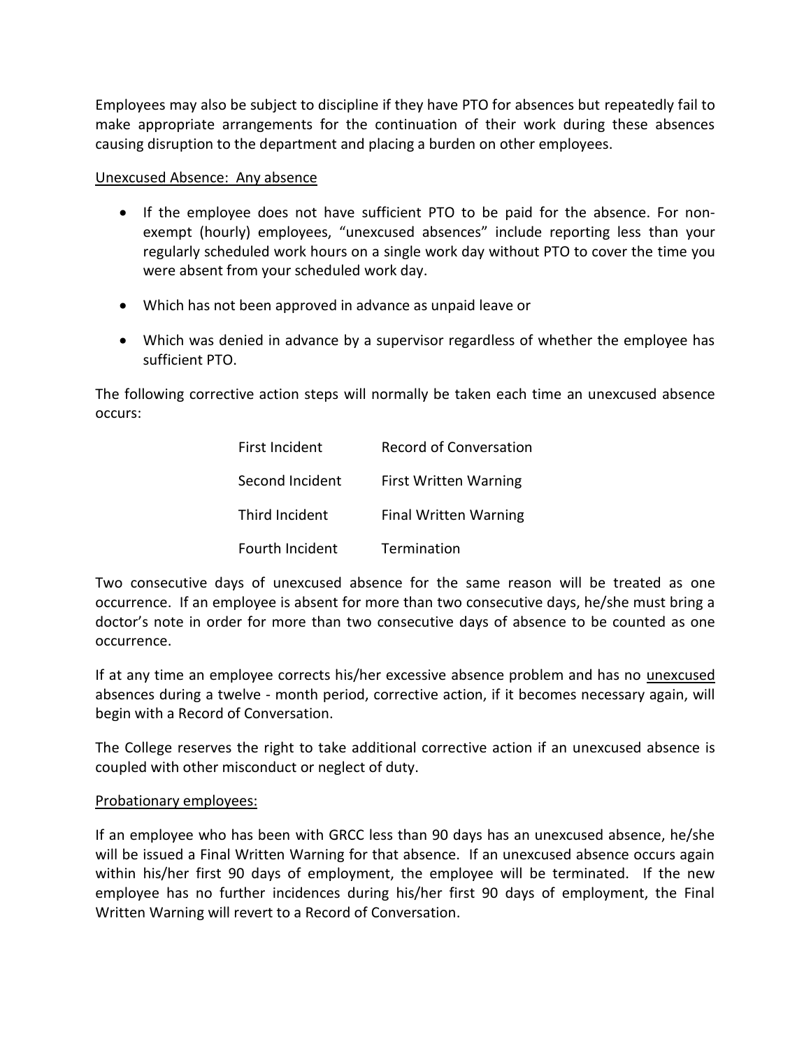Employees may also be subject to discipline if they have PTO for absences but repeatedly fail to make appropriate arrangements for the continuation of their work during these absences causing disruption to the department and placing a burden on other employees.

<u>Unexcused Absence: Any absence</u>

- If the employee does not have sufficient PTO to be paid for the absence. For non-exempt (hourly) employees, "unexcused absences" include reporting less than your regularly scheduled work hours on a single work day without PTO to cover the time you were absent from your scheduled work day.
- Which has not been approved in advance as unpaid leave or
- Which was denied in advance by a supervisor regardless of whether the employee has sufficient PTO.

The following corrective action steps will normally be taken each time an unexcused absence occurs:

| | |
|---|---|
| First Incident | Record of Conversation |
| Second Incident | First Written Warning |
| Third Incident | Final Written Warning |
| Fourth Incident | Termination |

Two consecutive days of unexcused absence for the same reason will be treated as one occurrence. If an employee is absent for more than two consecutive days, he/she must bring a doctor's note in order for more than two consecutive days of absence to be counted as one occurrence.

If at any time an employee corrects his/her excessive absence problem and has no <u>unexcused</u> absences during a twelve - month period, corrective action, if it becomes necessary again, will begin with a Record of Conversation.

The College reserves the right to take additional corrective action if an unexcused absence is coupled with other misconduct or neglect of duty.

<u>Probationary employees:</u>

If an employee who has been with GRCC less than 90 days has an unexcused absence, he/she will be issued a Final Written Warning for that absence. If an unexcused absence occurs again within his/her first 90 days of employment, the employee will be terminated. If the new employee has no further incidences during his/her first 90 days of employment, the Final Written Warning will revert to a Record of Conversation.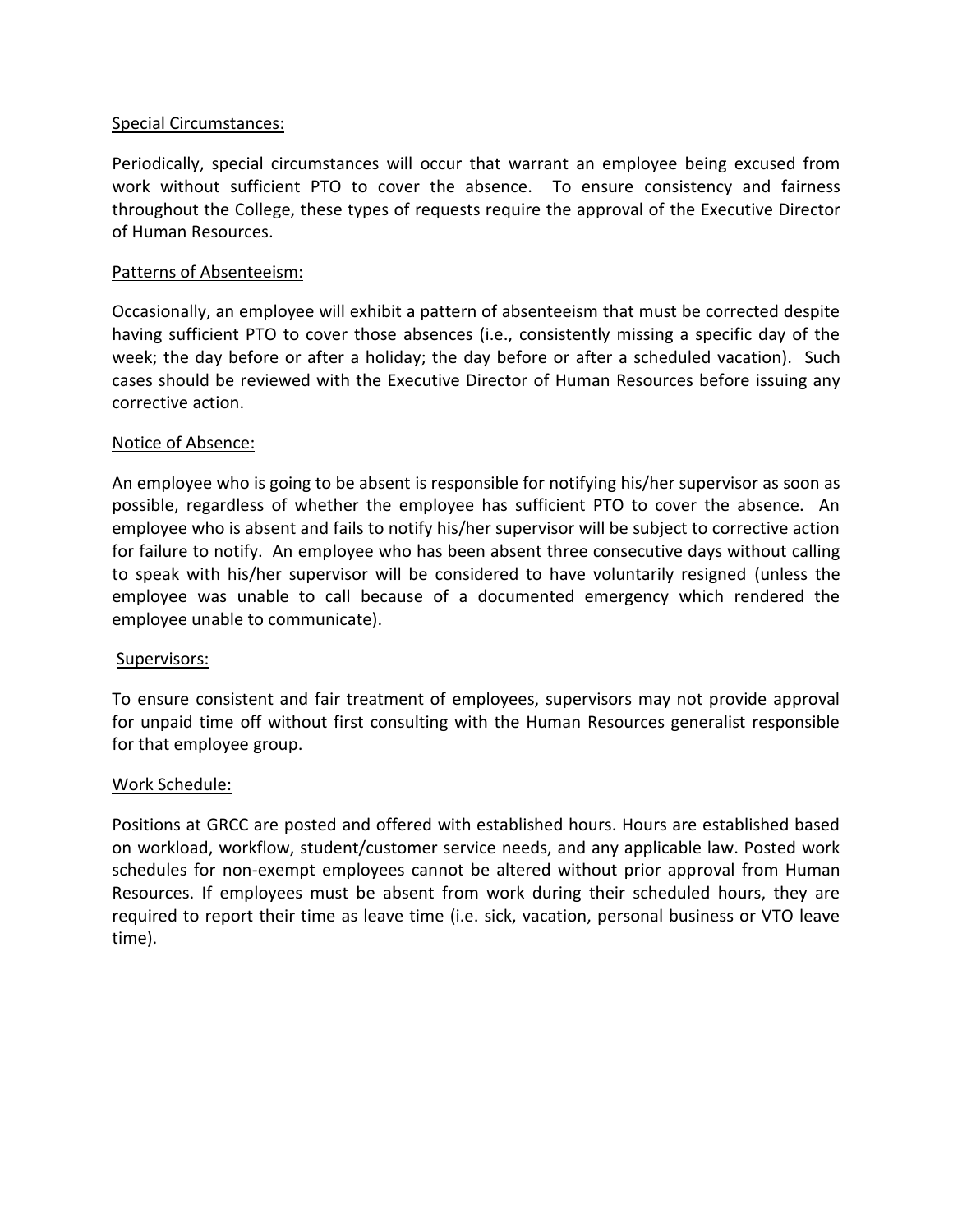Special Circumstances:

Periodically, special circumstances will occur that warrant an employee being excused from work without sufficient PTO to cover the absence. To ensure consistency and fairness throughout the College, these types of requests require the approval of the Executive Director of Human Resources.

Patterns of Absenteeism:

Occasionally, an employee will exhibit a pattern of absenteeism that must be corrected despite having sufficient PTO to cover those absences (i.e., consistently missing a specific day of the week; the day before or after a holiday; the day before or after a scheduled vacation). Such cases should be reviewed with the Executive Director of Human Resources before issuing any corrective action.

Notice of Absence:

An employee who is going to be absent is responsible for notifying his/her supervisor as soon as possible, regardless of whether the employee has sufficient PTO to cover the absence. An employee who is absent and fails to notify his/her supervisor will be subject to corrective action for failure to notify. An employee who has been absent three consecutive days without calling to speak with his/her supervisor will be considered to have voluntarily resigned (unless the employee was unable to call because of a documented emergency which rendered the employee unable to communicate).

Supervisors:

To ensure consistent and fair treatment of employees, supervisors may not provide approval for unpaid time off without first consulting with the Human Resources generalist responsible for that employee group.

Work Schedule:

Positions at GRCC are posted and offered with established hours. Hours are established based on workload, workflow, student/customer service needs, and any applicable law. Posted work schedules for non-exempt employees cannot be altered without prior approval from Human Resources. If employees must be absent from work during their scheduled hours, they are required to report their time as leave time (i.e. sick, vacation, personal business or VTO leave time).